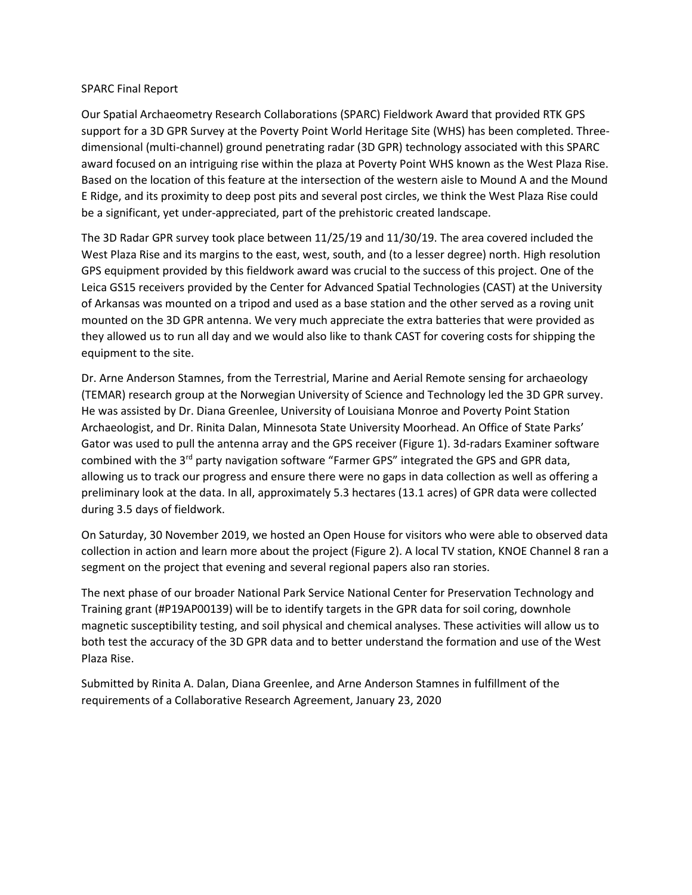SPARC Final Report

Our Spatial Archaeometry Research Collaborations (SPARC) Fieldwork Award that provided RTK GPS support for a 3D GPR Survey at the Poverty Point World Heritage Site (WHS) has been completed. Three-dimensional (multi-channel) ground penetrating radar (3D GPR) technology associated with this SPARC award focused on an intriguing rise within the plaza at Poverty Point WHS known as the West Plaza Rise. Based on the location of this feature at the intersection of the western aisle to Mound A and the Mound E Ridge, and its proximity to deep post pits and several post circles, we think the West Plaza Rise could be a significant, yet under-appreciated, part of the prehistoric created landscape.

The 3D Radar GPR survey took place between 11/25/19 and 11/30/19. The area covered included the West Plaza Rise and its margins to the east, west, south, and (to a lesser degree) north. High resolution GPS equipment provided by this fieldwork award was crucial to the success of this project. One of the Leica GS15 receivers provided by the Center for Advanced Spatial Technologies (CAST) at the University of Arkansas was mounted on a tripod and used as a base station and the other served as a roving unit mounted on the 3D GPR antenna. We very much appreciate the extra batteries that were provided as they allowed us to run all day and we would also like to thank CAST for covering costs for shipping the equipment to the site.

Dr. Arne Anderson Stamnes, from the Terrestrial, Marine and Aerial Remote sensing for archaeology (TEMAR) research group at the Norwegian University of Science and Technology led the 3D GPR survey. He was assisted by Dr. Diana Greenlee, University of Louisiana Monroe and Poverty Point Station Archaeologist, and Dr. Rinita Dalan, Minnesota State University Moorhead. An Office of State Parks' Gator was used to pull the antenna array and the GPS receiver (Figure 1). 3d-radars Examiner software combined with the 3rd party navigation software "Farmer GPS" integrated the GPS and GPR data, allowing us to track our progress and ensure there were no gaps in data collection as well as offering a preliminary look at the data. In all, approximately 5.3 hectares (13.1 acres) of GPR data were collected during 3.5 days of fieldwork.

On Saturday, 30 November 2019, we hosted an Open House for visitors who were able to observed data collection in action and learn more about the project (Figure 2). A local TV station, KNOE Channel 8 ran a segment on the project that evening and several regional papers also ran stories.

The next phase of our broader National Park Service National Center for Preservation Technology and Training grant (#P19AP00139) will be to identify targets in the GPR data for soil coring, downhole magnetic susceptibility testing, and soil physical and chemical analyses. These activities will allow us to both test the accuracy of the 3D GPR data and to better understand the formation and use of the West Plaza Rise.

Submitted by Rinita A. Dalan, Diana Greenlee, and Arne Anderson Stamnes in fulfillment of the requirements of a Collaborative Research Agreement, January 23, 2020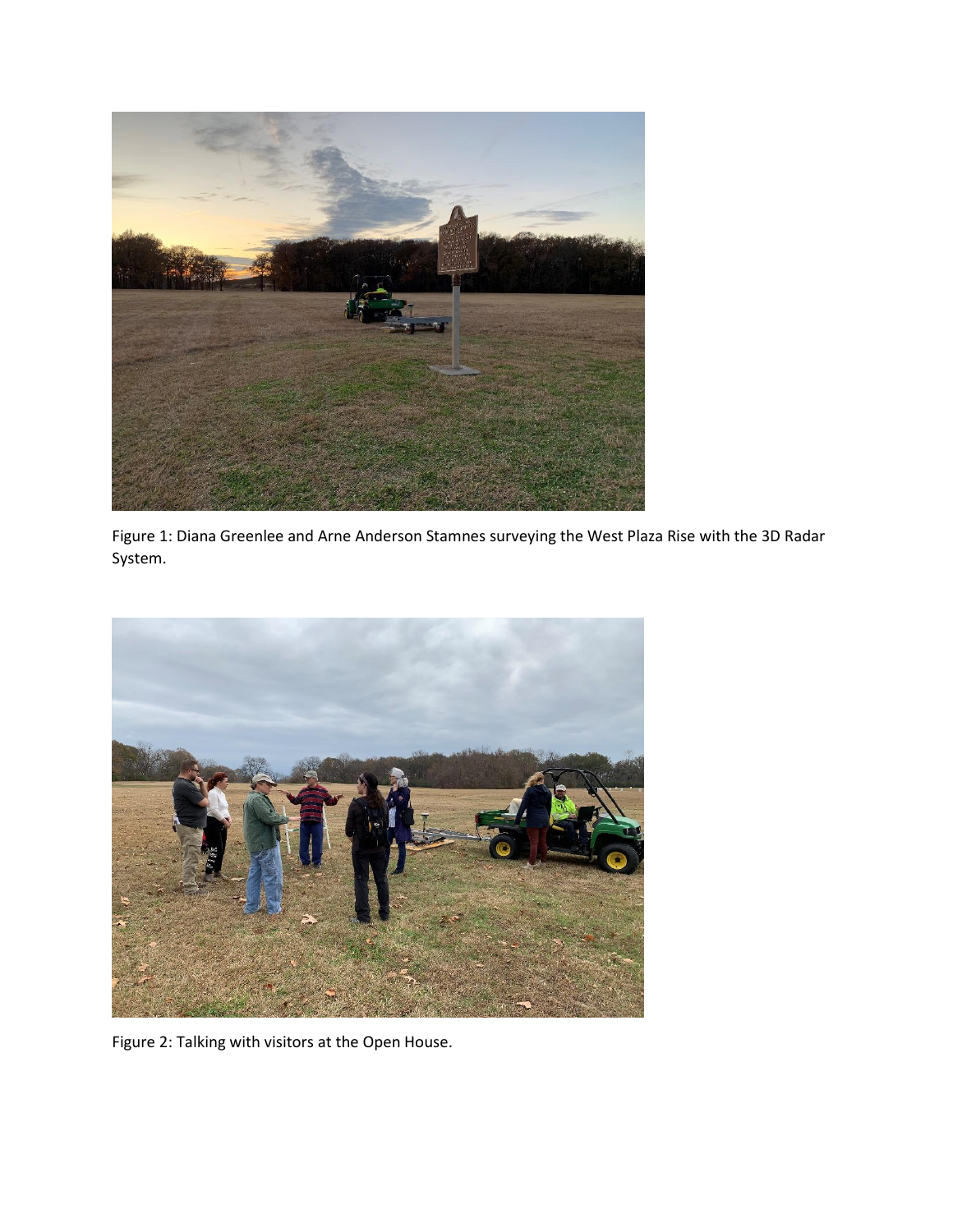Figure 1: Diana Greenlee and Arne Anderson Stamnes surveying the West Plaza Rise with the 3D Radar System.

Figure 2: Talking with visitors at the Open House.